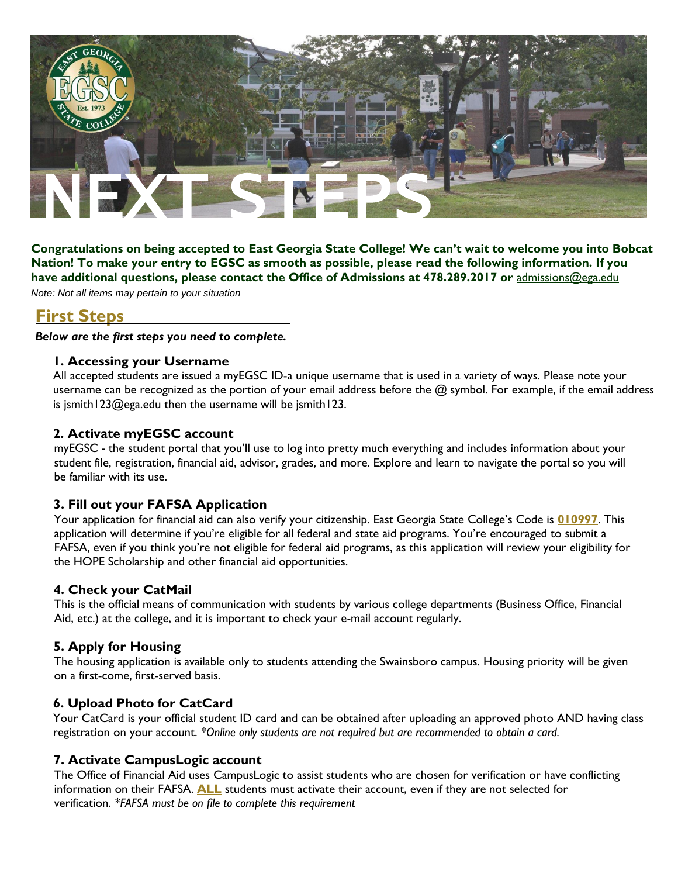# NEXT STEPS

**Congratulations on being accepted to East Georgia State College! We can't wait to welcome you into Bobcat Nation! To make your entry to EGSC as smooth as possible, please read the following information. If you have additional questions, please contact the Office of Admissions at 478.289.2017 or** admissions@ega.edu

*Note: Not all items may pertain to your situation*

## First Steps

***Below are the first steps you need to complete.***

### 1. Accessing your Username

All accepted students are issued a myEGSC ID-a unique username that is used in a variety of ways. Please note your username can be recognized as the portion of your email address before the @ symbol. For example, if the email address is jsmith123@ega.edu then the username will be jsmith123.

### 2. Activate myEGSC account

myEGSC - the student portal that you'll use to log into pretty much everything and includes information about your student file, registration, financial aid, advisor, grades, and more. Explore and learn to navigate the portal so you will be familiar with its use.

### 3. Fill out your FAFSA Application

Your application for financial aid can also verify your citizenship. East Georgia State College's Code is **010997**. This application will determine if you're eligible for all federal and state aid programs. You're encouraged to submit a FAFSA, even if you think you're not eligible for federal aid programs, as this application will review your eligibility for the HOPE Scholarship and other financial aid opportunities.

### 4. Check your CatMail

This is the official means of communication with students by various college departments (Business Office, Financial Aid, etc.) at the college, and it is important to check your e-mail account regularly.

### 5. Apply for Housing

The housing application is available only to students attending the Swainsboro campus. Housing priority will be given on a first-come, first-served basis.

### 6. Upload Photo for CatCard

Your CatCard is your official student ID card and can be obtained after uploading an approved photo AND having class registration on your account. *\*Online only students are not required but are recommended to obtain a card.*

### 7. Activate CampusLogic account

The Office of Financial Aid uses CampusLogic to assist students who are chosen for verification or have conflicting information on their FAFSA. **ALL** students must activate their account, even if they are not selected for verification. *\*FAFSA must be on file to complete this requirement*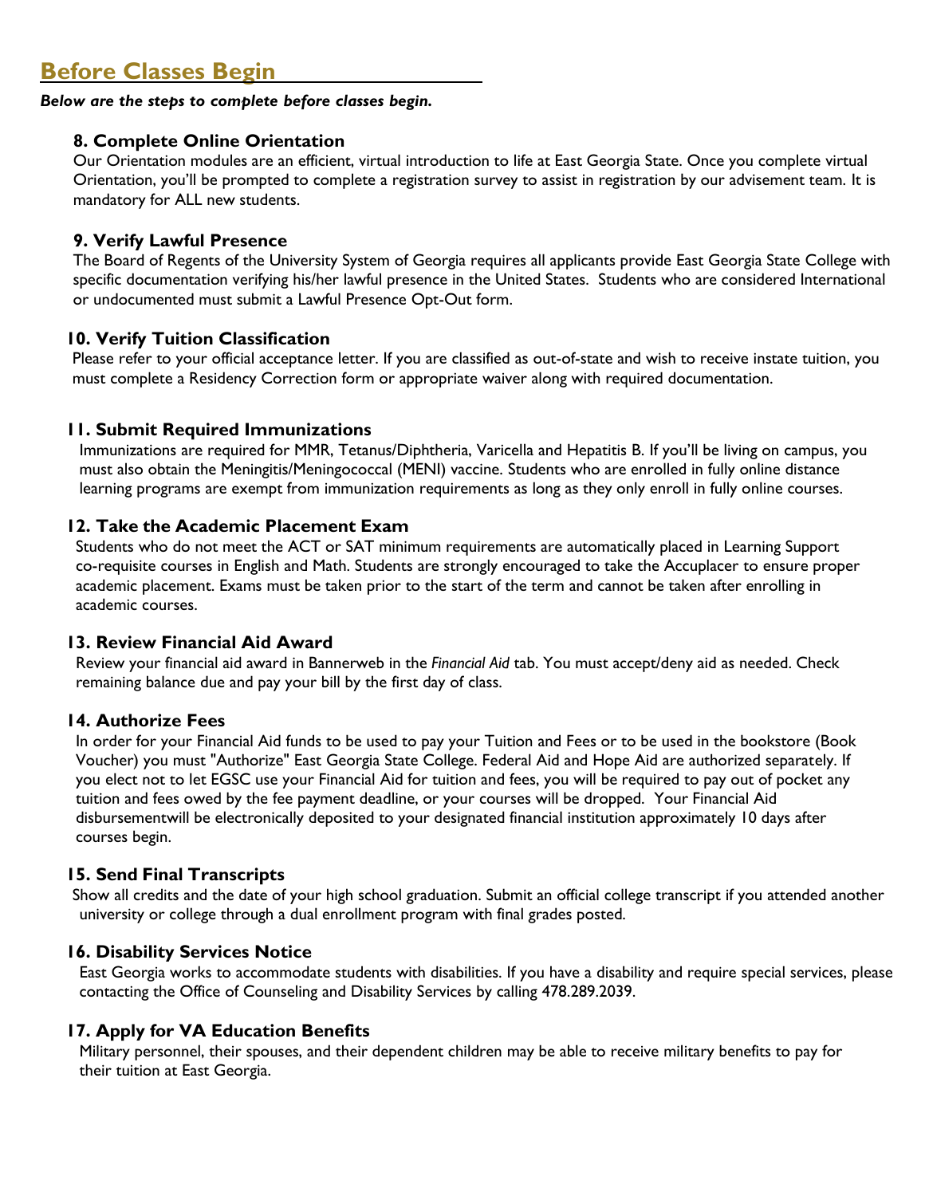## Before Classes Begin

***Below are the steps to complete before classes begin.***

### 8. Complete Online Orientation

Our Orientation modules are an efficient, virtual introduction to life at East Georgia State. Once you complete virtual Orientation, you'll be prompted to complete a registration survey to assist in registration by our advisement team. It is mandatory for ALL new students.

### 9. Verify Lawful Presence

The Board of Regents of the University System of Georgia requires all applicants provide East Georgia State College with specific documentation verifying his/her lawful presence in the United States. Students who are considered International or undocumented must submit a Lawful Presence Opt-Out form.

### 10. Verify Tuition Classification

Please refer to your official acceptance letter. If you are classified as out-of-state and wish to receive instate tuition, you must complete a Residency Correction form or appropriate waiver along with required documentation.

### 11. Submit Required Immunizations

Immunizations are required for MMR, Tetanus/Diphtheria, Varicella and Hepatitis B. If you'll be living on campus, you must also obtain the Meningitis/Meningococcal (MENI) vaccine. Students who are enrolled in fully online distance learning programs are exempt from immunization requirements as long as they only enroll in fully online courses.

### 12. Take the Academic Placement Exam

Students who do not meet the ACT or SAT minimum requirements are automatically placed in Learning Support co-requisite courses in English and Math. Students are strongly encouraged to take the Accuplacer to ensure proper academic placement. Exams must be taken prior to the start of the term and cannot be taken after enrolling in academic courses.

### 13. Review Financial Aid Award

Review your financial aid award in Bannerweb in the *Financial Aid* tab. You must accept/deny aid as needed. Check remaining balance due and pay your bill by the first day of class.

### 14. Authorize Fees

In order for your Financial Aid funds to be used to pay your Tuition and Fees or to be used in the bookstore (Book Voucher) you must "Authorize" East Georgia State College. Federal Aid and Hope Aid are authorized separately. If you elect not to let EGSC use your Financial Aid for tuition and fees, you will be required to pay out of pocket any tuition and fees owed by the fee payment deadline, or your courses will be dropped. Your Financial Aid disbursementwill be electronically deposited to your designated financial institution approximately 10 days after courses begin.

### 15. Send Final Transcripts

Show all credits and the date of your high school graduation. Submit an official college transcript if you attended another university or college through a dual enrollment program with final grades posted.

### 16. Disability Services Notice

East Georgia works to accommodate students with disabilities. If you have a disability and require special services, please contacting the Office of Counseling and Disability Services by calling 478.289.2039.

### 17. Apply for VA Education Benefits

Military personnel, their spouses, and their dependent children may be able to receive military benefits to pay for their tuition at East Georgia.